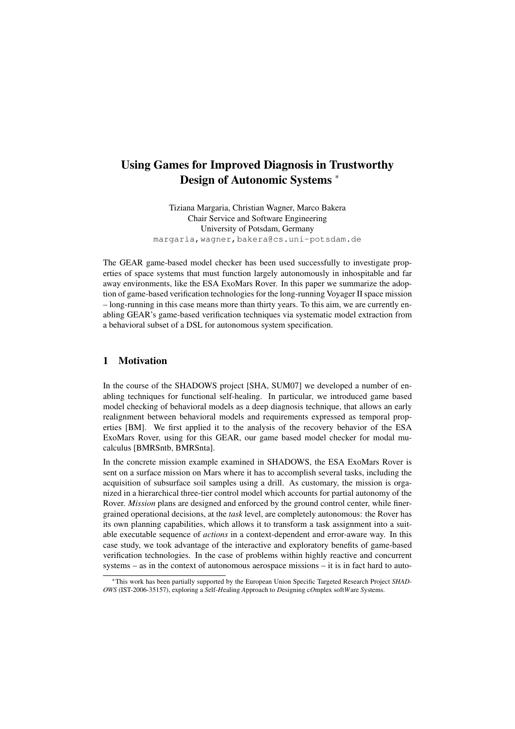# Using Games for Improved Diagnosis in Trustworthy Design of Autonomic Systems *

Tiziana Margaria, Christian Wagner, Marco Bakera
Chair Service and Software Engineering
University of Potsdam, Germany
margaria,wagner,bakera@cs.uni-potsdam.de

The GEAR game-based model checker has been used successfully to investigate properties of space systems that must function largely autonomously in inhospitable and far away environments, like the ESA ExoMars Rover. In this paper we summarize the adoption of game-based verification technologies for the long-running Voyager II space mission – long-running in this case means more than thirty years. To this aim, we are currently enabling GEAR's game-based verification techniques via systematic model extraction from a behavioral subset of a DSL for autonomous system specification.

## 1 Motivation

In the course of the SHADOWS project [SHA, SUM07] we developed a number of enabling techniques for functional self-healing. In particular, we introduced game based model checking of behavioral models as a deep diagnosis technique, that allows an early realignment between behavioral models and requirements expressed as temporal properties [BM]. We first applied it to the analysis of the recovery behavior of the ESA ExoMars Rover, using for this GEAR, our game based model checker for modal mu-calculus [BMRSntb, BMRSnta].

In the concrete mission example examined in SHADOWS, the ESA ExoMars Rover is sent on a surface mission on Mars where it has to accomplish several tasks, including the acquisition of subsurface soil samples using a drill. As customary, the mission is organized in a hierarchical three-tier control model which accounts for partial autonomy of the Rover. *Mission* plans are designed and enforced by the ground control center, while finer-grained operational decisions, at the *task* level, are completely autonomous: the Rover has its own planning capabilities, which allows it to transform a task assignment into a suitable executable sequence of *actions* in a context-dependent and error-aware way. In this case study, we took advantage of the interactive and exploratory benefits of game-based verification technologies. In the case of problems within highly reactive and concurrent systems – as in the context of autonomous aerospace missions – it is in fact hard to auto-

*This work has been partially supported by the European Union Specific Targeted Research Project *SHADOWS* (IST-2006-35157), exploring a *S*elf-*H*ealing *A*pproach to *D*esigning c*O*mplex soft*W*are *S*ystems.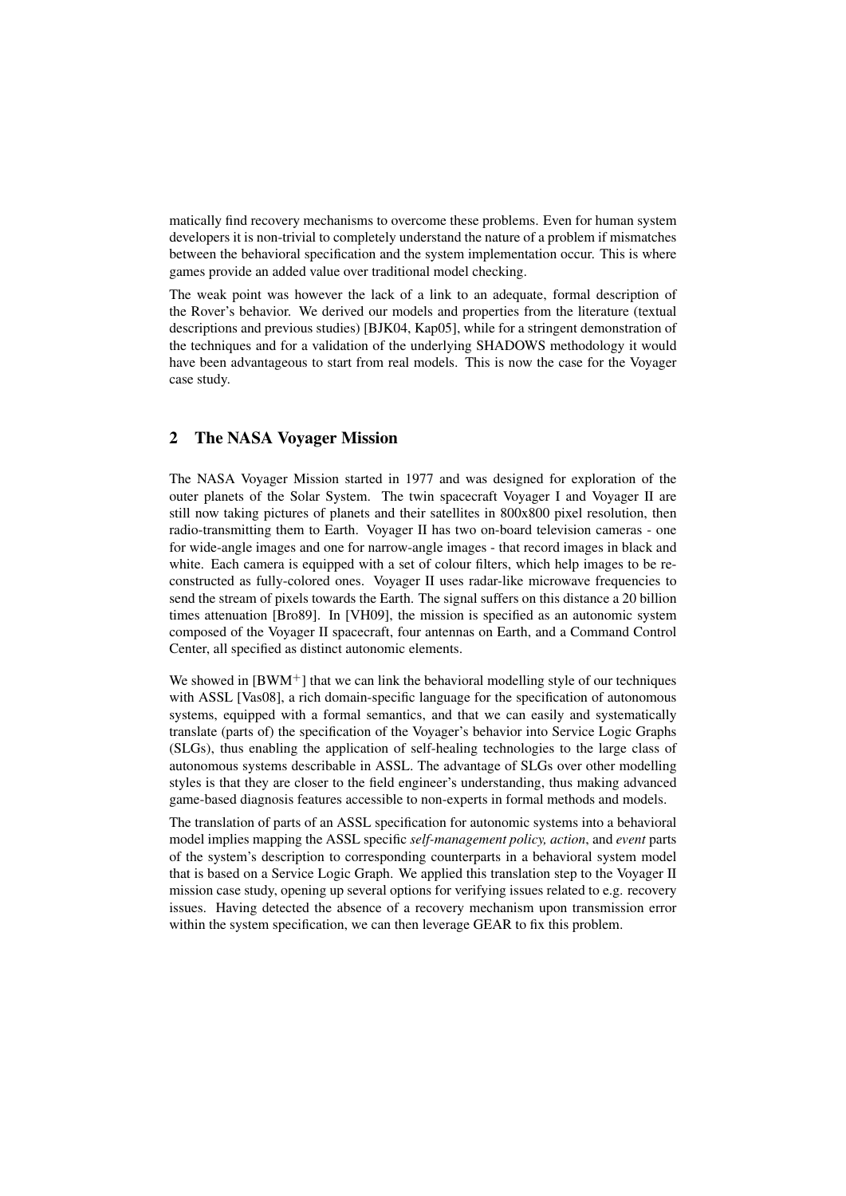matically find recovery mechanisms to overcome these problems. Even for human system developers it is non-trivial to completely understand the nature of a problem if mismatches between the behavioral specification and the system implementation occur. This is where games provide an added value over traditional model checking.

The weak point was however the lack of a link to an adequate, formal description of the Rover's behavior. We derived our models and properties from the literature (textual descriptions and previous studies) [BJK04, Kap05], while for a stringent demonstration of the techniques and for a validation of the underlying SHADOWS methodology it would have been advantageous to start from real models. This is now the case for the Voyager case study.

## 2 The NASA Voyager Mission

The NASA Voyager Mission started in 1977 and was designed for exploration of the outer planets of the Solar System. The twin spacecraft Voyager I and Voyager II are still now taking pictures of planets and their satellites in 800x800 pixel resolution, then radio-transmitting them to Earth. Voyager II has two on-board television cameras - one for wide-angle images and one for narrow-angle images - that record images in black and white. Each camera is equipped with a set of colour filters, which help images to be reconstructed as fully-colored ones. Voyager II uses radar-like microwave frequencies to send the stream of pixels towards the Earth. The signal suffers on this distance a 20 billion times attenuation [Bro89]. In [VH09], the mission is specified as an autonomic system composed of the Voyager II spacecraft, four antennas on Earth, and a Command Control Center, all specified as distinct autonomic elements.

We showed in [BWM+] that we can link the behavioral modelling style of our techniques with ASSL [Vas08], a rich domain-specific language for the specification of autonomous systems, equipped with a formal semantics, and that we can easily and systematically translate (parts of) the specification of the Voyager's behavior into Service Logic Graphs (SLGs), thus enabling the application of self-healing technologies to the large class of autonomous systems describable in ASSL. The advantage of SLGs over other modelling styles is that they are closer to the field engineer's understanding, thus making advanced game-based diagnosis features accessible to non-experts in formal methods and models.

The translation of parts of an ASSL specification for autonomic systems into a behavioral model implies mapping the ASSL specific *self-management policy, action*, and *event* parts of the system's description to corresponding counterparts in a behavioral system model that is based on a Service Logic Graph. We applied this translation step to the Voyager II mission case study, opening up several options for verifying issues related to e.g. recovery issues. Having detected the absence of a recovery mechanism upon transmission error within the system specification, we can then leverage GEAR to fix this problem.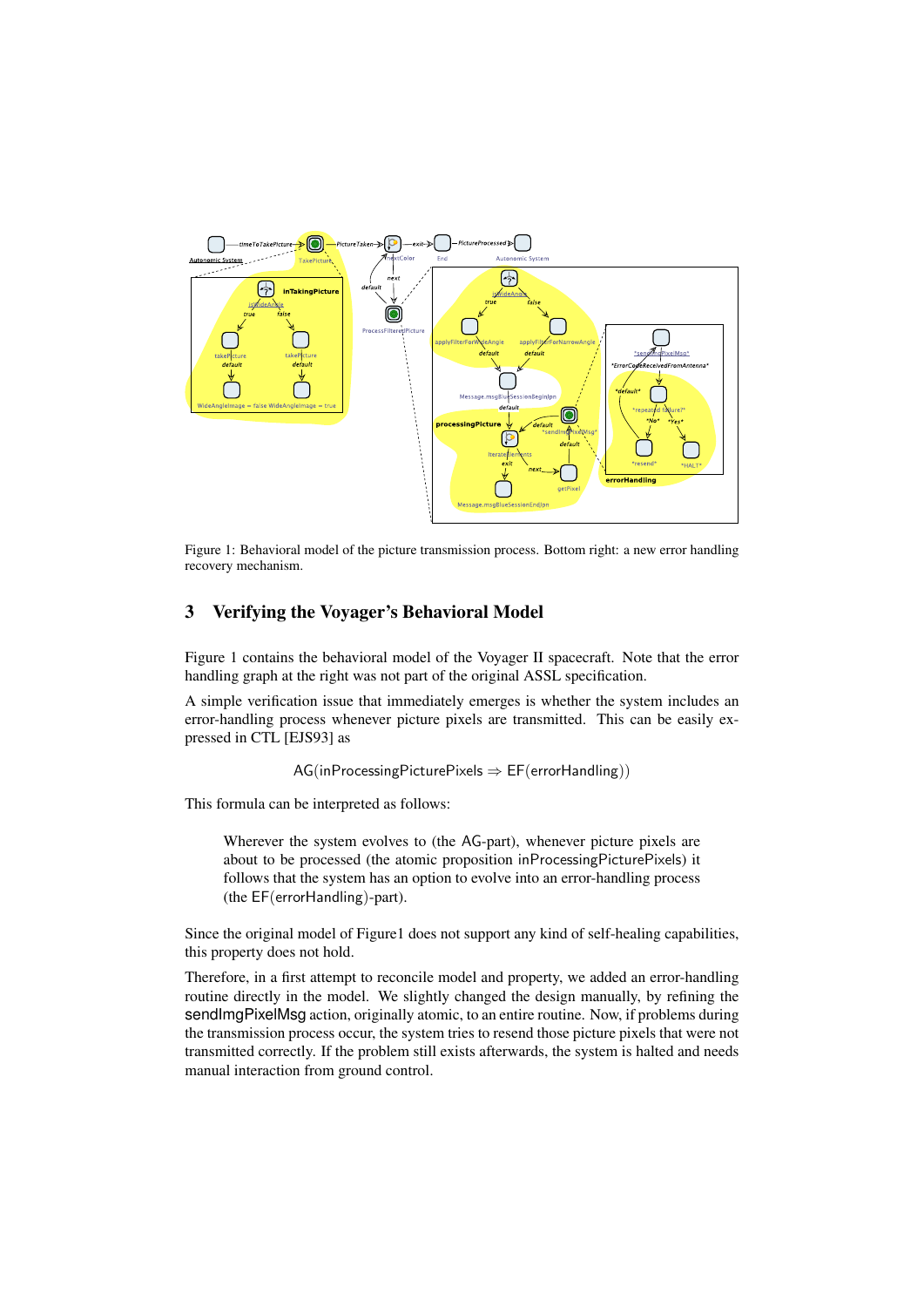Figure 1: Behavioral model of the picture transmission process. Bottom right: a new error handling recovery mechanism.

## 3 Verifying the Voyager's Behavioral Model

Figure 1 contains the behavioral model of the Voyager II spacecraft. Note that the error handling graph at the right was not part of the original ASSL specification.

A simple verification issue that immediately emerges is whether the system includes an error-handling process whenever picture pixels are transmitted. This can be easily expressed in CTL [EJS93] as

$$\mathsf{AG}(\mathsf{inProcessingPicturePixels} \Rightarrow \mathsf{EF}(\mathsf{errorHandling}))$$

This formula can be interpreted as follows:

> Wherever the system evolves to (the AG-part), whenever picture pixels are about to be processed (the atomic proposition inProcessingPicturePixels) it follows that the system has an option to evolve into an error-handling process (the EF(errorHandling)-part).

Since the original model of Figure1 does not support any kind of self-healing capabilities, this property does not hold.

Therefore, in a first attempt to reconcile model and property, we added an error-handling routine directly in the model. We slightly changed the design manually, by refining the sendImgPixelMsg action, originally atomic, to an entire routine. Now, if problems during the transmission process occur, the system tries to resend those picture pixels that were not transmitted correctly. If the problem still exists afterwards, the system is halted and needs manual interaction from ground control.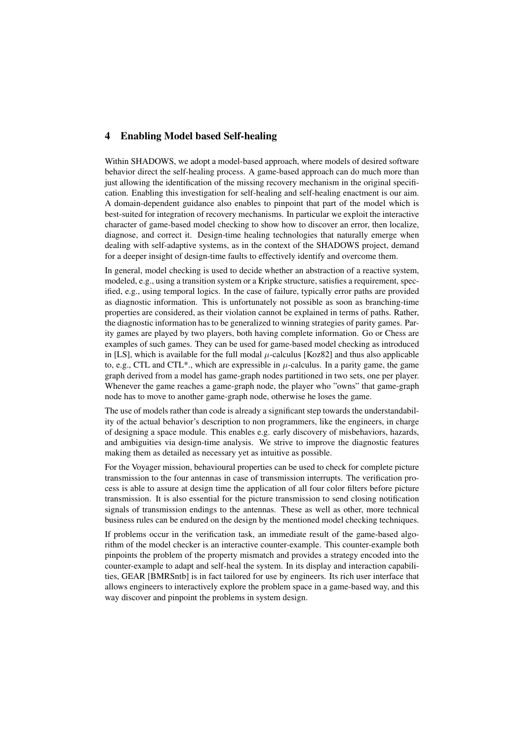## 4 Enabling Model based Self-healing

Within SHADOWS, we adopt a model-based approach, where models of desired software behavior direct the self-healing process. A game-based approach can do much more than just allowing the identification of the missing recovery mechanism in the original specification. Enabling this investigation for self-healing and self-healing enactment is our aim. A domain-dependent guidance also enables to pinpoint that part of the model which is best-suited for integration of recovery mechanisms. In particular we exploit the interactive character of game-based model checking to show how to discover an error, then localize, diagnose, and correct it. Design-time healing technologies that naturally emerge when dealing with self-adaptive systems, as in the context of the SHADOWS project, demand for a deeper insight of design-time faults to effectively identify and overcome them.

In general, model checking is used to decide whether an abstraction of a reactive system, modeled, e.g., using a transition system or a Kripke structure, satisfies a requirement, specified, e.g., using temporal logics. In the case of failure, typically error paths are provided as diagnostic information. This is unfortunately not possible as soon as branching-time properties are considered, as their violation cannot be explained in terms of paths. Rather, the diagnostic information has to be generalized to winning strategies of parity games. Parity games are played by two players, both having complete information. Go or Chess are examples of such games. They can be used for game-based model checking as introduced in [LS], which is available for the full modal $\mu$-calculus [Koz82] and thus also applicable to, e.g., CTL and CTL*., which are expressible in $\mu$-calculus. In a parity game, the game graph derived from a model has game-graph nodes partitioned in two sets, one per player. Whenever the game reaches a game-graph node, the player who "owns" that game-graph node has to move to another game-graph node, otherwise he loses the game.

The use of models rather than code is already a significant step towards the understandability of the actual behavior's description to non programmers, like the engineers, in charge of designing a space module. This enables e.g. early discovery of misbehaviors, hazards, and ambiguities via design-time analysis. We strive to improve the diagnostic features making them as detailed as necessary yet as intuitive as possible.

For the Voyager mission, behavioural properties can be used to check for complete picture transmission to the four antennas in case of transmission interrupts. The verification process is able to assure at design time the application of all four color filters before picture transmission. It is also essential for the picture transmission to send closing notification signals of transmission endings to the antennas. These as well as other, more technical business rules can be endured on the design by the mentioned model checking techniques.

If problems occur in the verification task, an immediate result of the game-based algorithm of the model checker is an interactive counter-example. This counter-example both pinpoints the problem of the property mismatch and provides a strategy encoded into the counter-example to adapt and self-heal the system. In its display and interaction capabilities, GEAR [BMRSntb] is in fact tailored for use by engineers. Its rich user interface that allows engineers to interactively explore the problem space in a game-based way, and this way discover and pinpoint the problems in system design.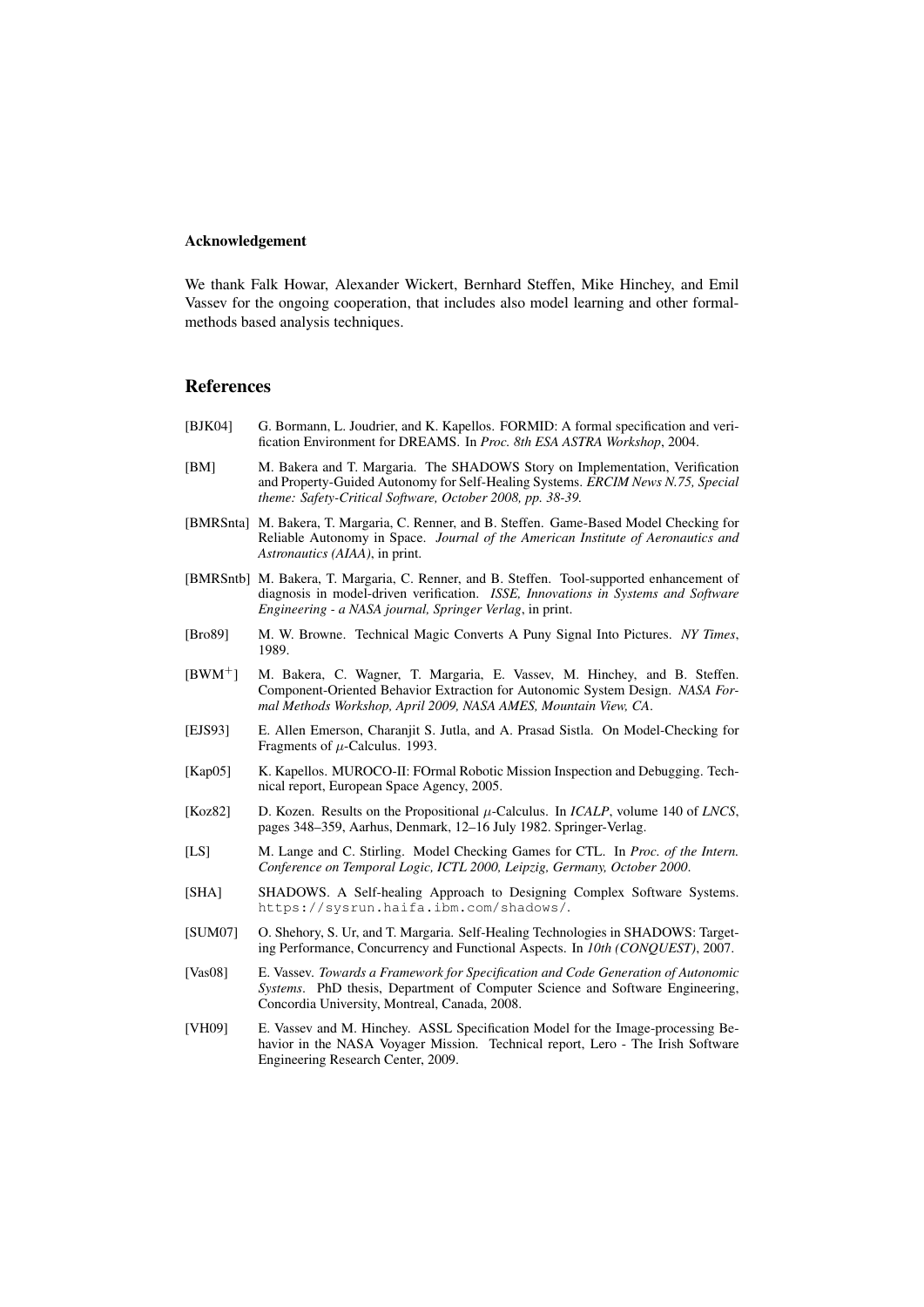**Acknowledgement**

We thank Falk Howar, Alexander Wickert, Bernhard Steffen, Mike Hinchey, and Emil Vassev for the ongoing cooperation, that includes also model learning and other formal-methods based analysis techniques.

## References

[BJK04] G. Bormann, L. Joudrier, and K. Kapellos. FORMID: A formal specification and verification Environment for DREAMS. In *Proc. 8th ESA ASTRA Workshop*, 2004.

[BM] M. Bakera and T. Margaria. The SHADOWS Story on Implementation, Verification and Property-Guided Autonomy for Self-Healing Systems. *ERCIM News N.75, Special theme: Safety-Critical Software, October 2008, pp. 38-39.*

[BMRSnta] M. Bakera, T. Margaria, C. Renner, and B. Steffen. Game-Based Model Checking for Reliable Autonomy in Space. *Journal of the American Institute of Aeronautics and Astronautics (AIAA)*, in print.

[BMRSntb] M. Bakera, T. Margaria, C. Renner, and B. Steffen. Tool-supported enhancement of diagnosis in model-driven verification. *ISSE, Innovations in Systems and Software Engineering - a NASA journal, Springer Verlag*, in print.

[Bro89] M. W. Browne. Technical Magic Converts A Puny Signal Into Pictures. *NY Times*, 1989.

[BWM+] M. Bakera, C. Wagner, T. Margaria, E. Vassev, M. Hinchey, and B. Steffen. Component-Oriented Behavior Extraction for Autonomic System Design. *NASA Formal Methods Workshop, April 2009, NASA AMES, Mountain View, CA*.

[EJS93] E. Allen Emerson, Charanjit S. Jutla, and A. Prasad Sistla. On Model-Checking for Fragments of $\mu$-Calculus. 1993.

[Kap05] K. Kapellos. MUROCO-II: FOrmal Robotic Mission Inspection and Debugging. Technical report, European Space Agency, 2005.

[Koz82] D. Kozen. Results on the Propositional $\mu$-Calculus. In *ICALP*, volume 140 of *LNCS*, pages 348–359, Aarhus, Denmark, 12–16 July 1982. Springer-Verlag.

[LS] M. Lange and C. Stirling. Model Checking Games for CTL. In *Proc. of the Intern. Conference on Temporal Logic, ICTL 2000, Leipzig, Germany, October 2000*.

[SHA] SHADOWS. A Self-healing Approach to Designing Complex Software Systems. `https://sysrun.haifa.ibm.com/shadows/`.

[SUM07] O. Shehory, S. Ur, and T. Margaria. Self-Healing Technologies in SHADOWS: Targeting Performance, Concurrency and Functional Aspects. In *10th (CONQUEST)*, 2007.

[Vas08] E. Vassev. *Towards a Framework for Specification and Code Generation of Autonomic Systems*. PhD thesis, Department of Computer Science and Software Engineering, Concordia University, Montreal, Canada, 2008.

[VH09] E. Vassev and M. Hinchey. ASSL Specification Model for the Image-processing Behavior in the NASA Voyager Mission. Technical report, Lero - The Irish Software Engineering Research Center, 2009.